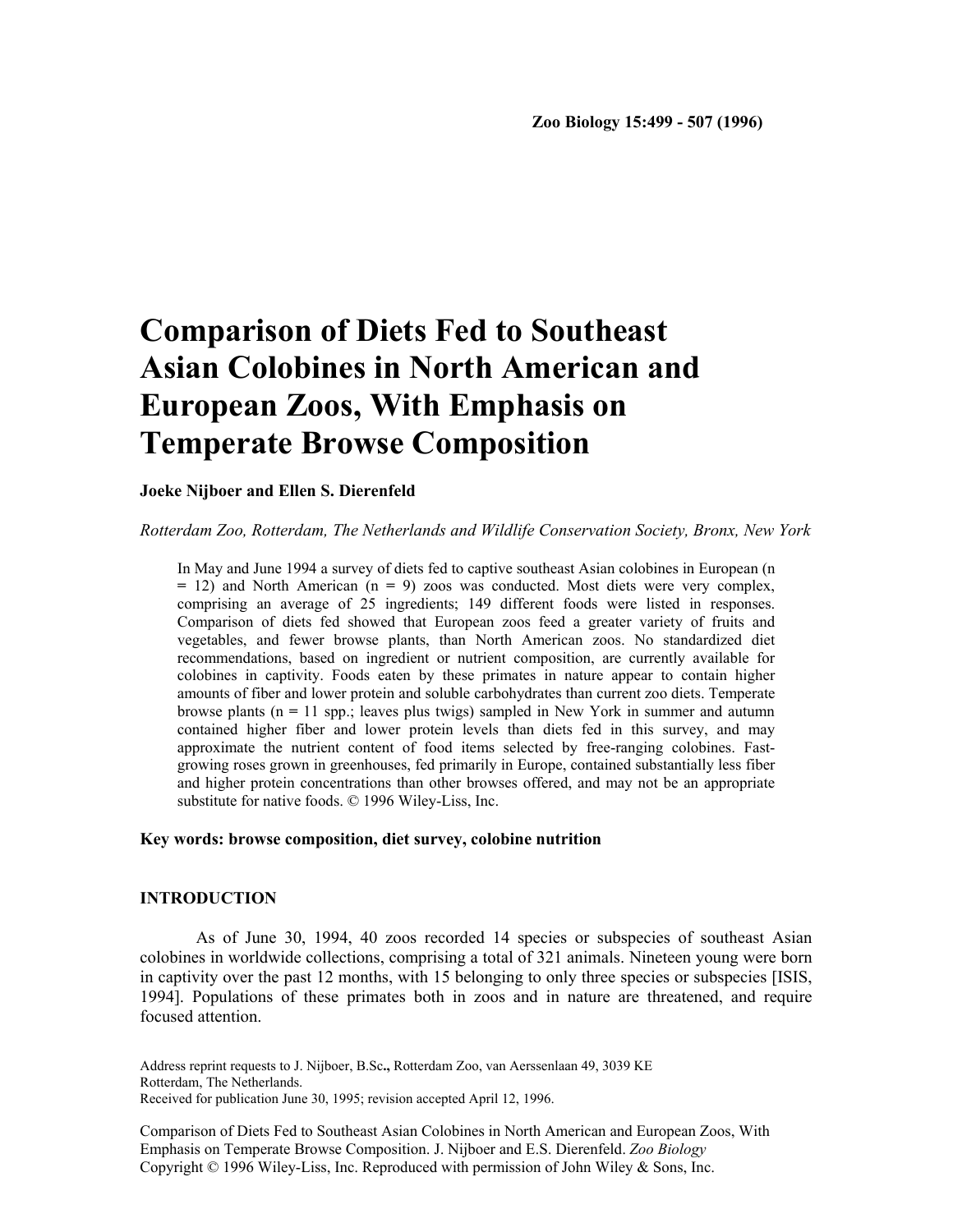Zoo Biology 15:499 - 507 (1996)

# Comparison of Diets Fed to Southeast Asian Colobines in North American and European Zoos, With Emphasis on Temperate Browse Composition

**Joeke Nijboer and Ellen S. Dierenfeld**

*Rotterdam Zoo, Rotterdam, The Netherlands and Wildlife Conservation Society, Bronx, New York*

In May and June 1994 a survey of diets fed to captive southeast Asian colobines in European (n = 12) and North American (n = 9) zoos was conducted. Most diets were very complex, comprising an average of 25 ingredients; 149 different foods were listed in responses. Comparison of diets fed showed that European zoos feed a greater variety of fruits and vegetables, and fewer browse plants, than North American zoos. No standardized diet recommendations, based on ingredient or nutrient composition, are currently available for colobines in captivity. Foods eaten by these primates in nature appear to contain higher amounts of fiber and lower protein and soluble carbohydrates than current zoo diets. Temperate browse plants (n = 11 spp.; leaves plus twigs) sampled in New York in summer and autumn contained higher fiber and lower protein levels than diets fed in this survey, and may approximate the nutrient content of food items selected by free-ranging colobines. Fast-growing roses grown in greenhouses, fed primarily in Europe, contained substantially less fiber and higher protein concentrations than other browses offered, and may not be an appropriate substitute for native foods. © 1996 Wiley-Liss, Inc.

**Key words: browse composition, diet survey, colobine nutrition**

## INTRODUCTION

As of June 30, 1994, 40 zoos recorded 14 species or subspecies of southeast Asian colobines in worldwide collections, comprising a total of 321 animals. Nineteen young were born in captivity over the past 12 months, with 15 belonging to only three species or subspecies [ISIS, 1994]. Populations of these primates both in zoos and in nature are threatened, and require focused attention.

Address reprint requests to J. Nijboer, B.Sc**.,** Rotterdam Zoo, van Aerssenlaan 49, 3039 KE Rotterdam, The Netherlands.
Received for publication June 30, 1995; revision accepted April 12, 1996.

Comparison of Diets Fed to Southeast Asian Colobines in North American and European Zoos, With Emphasis on Temperate Browse Composition. J. Nijboer and E.S. Dierenfeld. *Zoo Biology*
Copyright © 1996 Wiley-Liss, Inc. Reproduced with permission of John Wiley & Sons, Inc.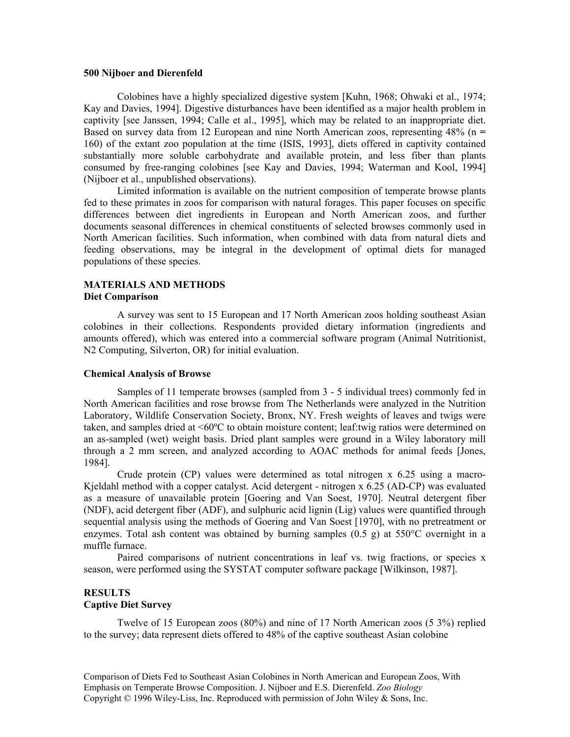Colobines have a highly specialized digestive system [Kuhn, 1968; Ohwaki et al., 1974; Kay and Davies, 1994]. Digestive disturbances have been identified as a major health problem in captivity [see Janssen, 1994; Calle et al., 1995], which may be related to an inappropriate diet. Based on survey data from 12 European and nine North American zoos, representing 48% (n = 160) of the extant zoo population at the time (ISIS, 1993], diets offered in captivity contained substantially more soluble carbohydrate and available protein, and less fiber than plants consumed by free-ranging colobines [see Kay and Davies, 1994; Waterman and Kool, 1994] (Nijboer et al., unpublished observations).

Limited information is available on the nutrient composition of temperate browse plants fed to these primates in zoos for comparison with natural forages. This paper focuses on specific differences between diet ingredients in European and North American zoos, and further documents seasonal differences in chemical constituents of selected browses commonly used in North American facilities. Such information, when combined with data from natural diets and feeding observations, may be integral in the development of optimal diets for managed populations of these species.

## MATERIALS AND METHODS

### Diet Comparison

A survey was sent to 15 European and 17 North American zoos holding southeast Asian colobines in their collections. Respondents provided dietary information (ingredients and amounts offered), which was entered into a commercial software program (Animal Nutritionist, N2 Computing, Silverton, OR) for initial evaluation.

### Chemical Analysis of Browse

Samples of 11 temperate browses (sampled from 3 - 5 individual trees) commonly fed in North American facilities and rose browse from The Netherlands were analyzed in the Nutrition Laboratory, Wildlife Conservation Society, Bronx, NY. Fresh weights of leaves and twigs were taken, and samples dried at <60ºC to obtain moisture content; leaf:twig ratios were determined on an as-sampled (wet) weight basis. Dried plant samples were ground in a Wiley laboratory mill through a 2 mm screen, and analyzed according to AOAC methods for animal feeds [Jones, 1984].

Crude protein (CP) values were determined as total nitrogen x 6.25 using a macro-Kjeldahl method with a copper catalyst. Acid detergent - nitrogen x 6.25 (AD-CP) was evaluated as a measure of unavailable protein [Goering and Van Soest, 1970]. Neutral detergent fiber (NDF), acid detergent fiber (ADF), and sulphuric acid lignin (Lig) values were quantified through sequential analysis using the methods of Goering and Van Soest [1970], with no pretreatment or enzymes. Total ash content was obtained by burning samples (0.5 g) at 550°C overnight in a muffle furnace.

Paired comparisons of nutrient concentrations in leaf vs. twig fractions, or species x season, were performed using the SYSTAT computer software package [Wilkinson, 1987].

## RESULTS

### Captive Diet Survey

Twelve of 15 European zoos (80%) and nine of 17 North American zoos (5 3%) replied to the survey; data represent diets offered to 48% of the captive southeast Asian colobine

Comparison of Diets Fed to Southeast Asian Colobines in North American and European Zoos, With Emphasis on Temperate Browse Composition. J. Nijboer and E.S. Dierenfeld. *Zoo Biology*
Copyright © 1996 Wiley-Liss, Inc. Reproduced with permission of John Wiley & Sons, Inc.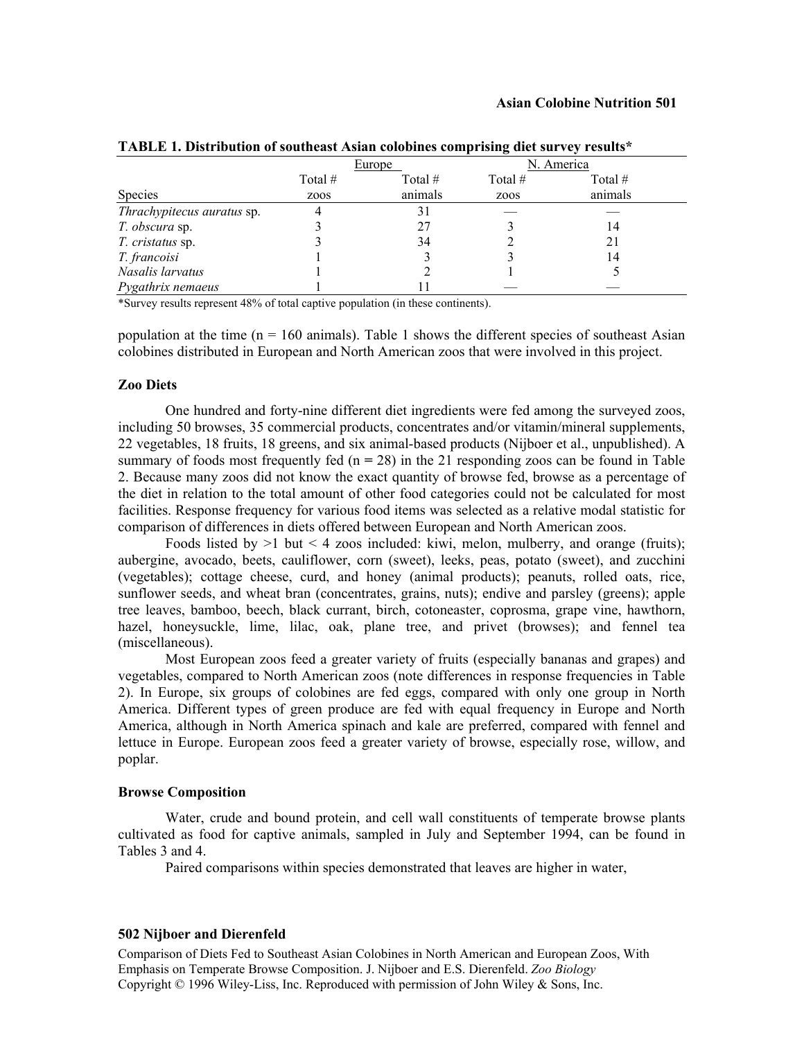**TABLE 1. Distribution of southeast Asian colobines comprising diet survey results***

| | Europe | | N. America | |
|---|---|---|---|---|
| Species | Total # zoos | Total # animals | Total # zoos | Total # animals |
| *Thrachypitecus auratus* sp. | 4 | 31 | — | — |
| *T. obscura* sp. | 3 | 27 | 3 | 14 |
| *T. cristatus* sp. | 3 | 34 | 2 | 21 |
| *T. francoisi* | 1 | 3 | 3 | 14 |
| *Nasalis larvatus* | 1 | 2 | 1 | 5 |
| *Pygathrix nemaeus* | 1 | 11 | — | — |

*Survey results represent 48% of total captive population (in these continents).

population at the time (n = 160 animals). Table 1 shows the different species of southeast Asian colobines distributed in European and North American zoos that were involved in this project.

### Zoo Diets

One hundred and forty-nine different diet ingredients were fed among the surveyed zoos, including 50 browses, 35 commercial products, concentrates and/or vitamin/mineral supplements, 22 vegetables, 18 fruits, 18 greens, and six animal-based products (Nijboer et al., unpublished). A summary of foods most frequently fed (n = 28) in the 21 responding zoos can be found in Table 2. Because many zoos did not know the exact quantity of browse fed, browse as a percentage of the diet in relation to the total amount of other food categories could not be calculated for most facilities. Response frequency for various food items was selected as a relative modal statistic for comparison of differences in diets offered between European and North American zoos.

Foods listed by >1 but < 4 zoos included: kiwi, melon, mulberry, and orange (fruits); aubergine, avocado, beets, cauliflower, corn (sweet), leeks, peas, potato (sweet), and zucchini (vegetables); cottage cheese, curd, and honey (animal products); peanuts, rolled oats, rice, sunflower seeds, and wheat bran (concentrates, grains, nuts); endive and parsley (greens); apple tree leaves, bamboo, beech, black currant, birch, cotoneaster, coprosma, grape vine, hawthorn, hazel, honeysuckle, lime, lilac, oak, plane tree, and privet (browses); and fennel tea (miscellaneous).

Most European zoos feed a greater variety of fruits (especially bananas and grapes) and vegetables, compared to North American zoos (note differences in response frequencies in Table 2). In Europe, six groups of colobines are fed eggs, compared with only one group in North America. Different types of green produce are fed with equal frequency in Europe and North America, although in North America spinach and kale are preferred, compared with fennel and lettuce in Europe. European zoos feed a greater variety of browse, especially rose, willow, and poplar.

### Browse Composition

Water, crude and bound protein, and cell wall constituents of temperate browse plants cultivated as food for captive animals, sampled in July and September 1994, can be found in Tables 3 and 4.

Paired comparisons within species demonstrated that leaves are higher in water,

Comparison of Diets Fed to Southeast Asian Colobines in North American and European Zoos, With Emphasis on Temperate Browse Composition. J. Nijboer and E.S. Dierenfeld. *Zoo Biology*
Copyright © 1996 Wiley-Liss, Inc. Reproduced with permission of John Wiley & Sons, Inc.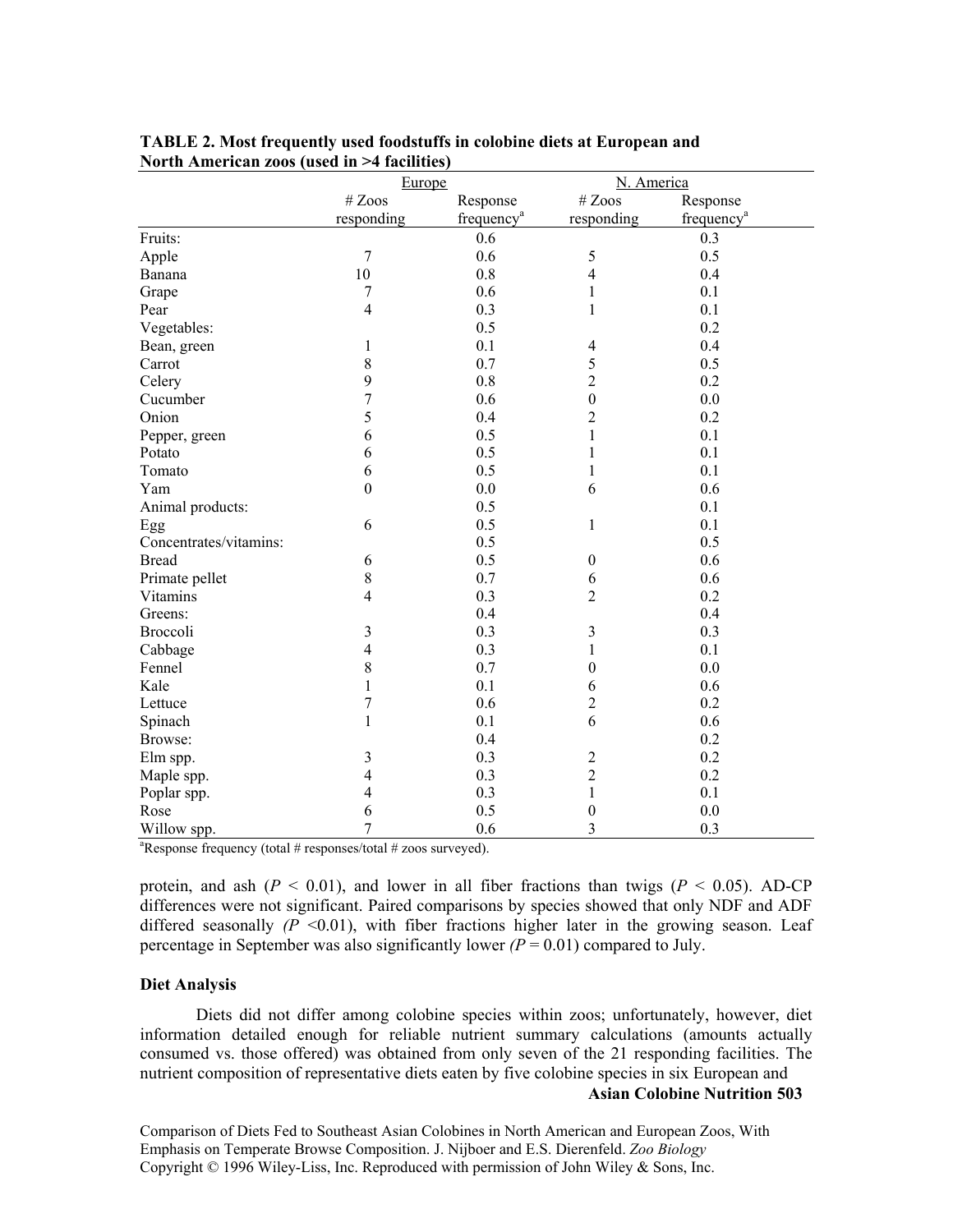**TABLE 2. Most frequently used foodstuffs in colobine diets at European and North American zoos (used in >4 facilities)**

| | Europe | | N. America | |
|---|---|---|---|---|
| | # Zoos responding | Response frequency[a] | # Zoos responding | Response frequency[a] |
| Fruits: | | 0.6 | | 0.3 |
| Apple | 7 | 0.6 | 5 | 0.5 |
| Banana | 10 | 0.8 | 4 | 0.4 |
| Grape | 7 | 0.6 | 1 | 0.1 |
| Pear | 4 | 0.3 | 1 | 0.1 |
| Vegetables: | | 0.5 | | 0.2 |
| Bean, green | 1 | 0.1 | 4 | 0.4 |
| Carrot | 8 | 0.7 | 5 | 0.5 |
| Celery | 9 | 0.8 | 2 | 0.2 |
| Cucumber | 7 | 0.6 | 0 | 0.0 |
| Onion | 5 | 0.4 | 2 | 0.2 |
| Pepper, green | 6 | 0.5 | 1 | 0.1 |
| Potato | 6 | 0.5 | 1 | 0.1 |
| Tomato | 6 | 0.5 | 1 | 0.1 |
| Yam | 0 | 0.0 | 6 | 0.6 |
| Animal products: | | 0.5 | | 0.1 |
| Egg | 6 | 0.5 | 1 | 0.1 |
| Concentrates/vitamins: | | 0.5 | | 0.5 |
| Bread | 6 | 0.5 | 0 | 0.6 |
| Primate pellet | 8 | 0.7 | 6 | 0.6 |
| Vitamins | 4 | 0.3 | 2 | 0.2 |
| Greens: | | 0.4 | | 0.4 |
| Broccoli | 3 | 0.3 | 3 | 0.3 |
| Cabbage | 4 | 0.3 | 1 | 0.1 |
| Fennel | 8 | 0.7 | 0 | 0.0 |
| Kale | 1 | 0.1 | 6 | 0.6 |
| Lettuce | 7 | 0.6 | 2 | 0.2 |
| Spinach | 1 | 0.1 | 6 | 0.6 |
| Browse: | | 0.4 | | 0.2 |
| Elm spp. | 3 | 0.3 | 2 | 0.2 |
| Maple spp. | 4 | 0.3 | 2 | 0.2 |
| Poplar spp. | 4 | 0.3 | 1 | 0.1 |
| Rose | 6 | 0.5 | 0 | 0.0 |
| Willow spp. | 7 | 0.6 | 3 | 0.3 |

[a]Response frequency (total # responses/total # zoos surveyed).

protein, and ash ($P < 0.01$), and lower in all fiber fractions than twigs ($P < 0.05$). AD-CP differences were not significant. Paired comparisons by species showed that only NDF and ADF differed seasonally ($P < 0.01$), with fiber fractions higher later in the growing season. Leaf percentage in September was also significantly lower ($P = 0.01$) compared to July.

### Diet Analysis

Diets did not differ among colobine species within zoos; unfortunately, however, diet information detailed enough for reliable nutrient summary calculations (amounts actually consumed vs. those offered) was obtained from only seven of the 21 responding facilities. The nutrient composition of representative diets eaten by five colobine species in six European and

Comparison of Diets Fed to Southeast Asian Colobines in North American and European Zoos, With Emphasis on Temperate Browse Composition. J. Nijboer and E.S. Dierenfeld. *Zoo Biology*
Copyright © 1996 Wiley-Liss, Inc. Reproduced with permission of John Wiley & Sons, Inc.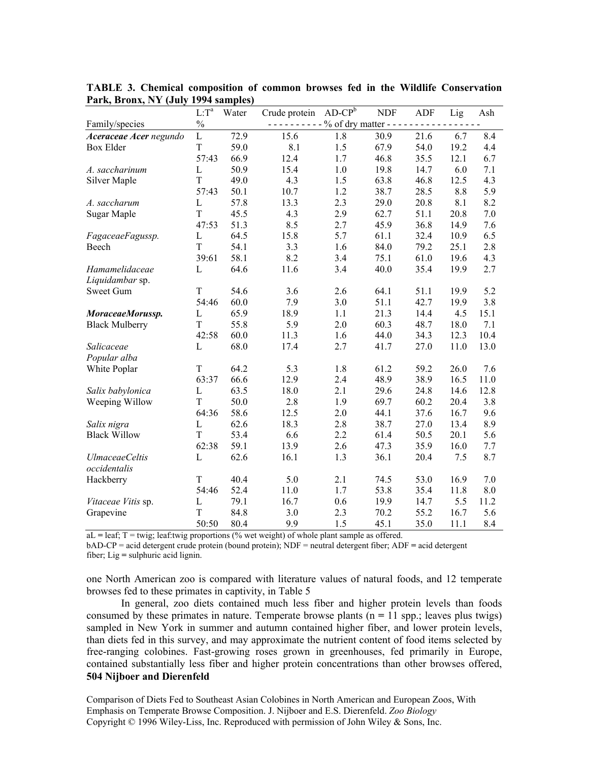**TABLE 3. Chemical composition of common browses fed in the Wildlife Conservation Park, Bronx, NY (July 1994 samples)**

| Family/species | L:T[a] % | Water | Crude protein | AD-CP[b] | NDF | ADF | Lig | Ash |
|---|---|---|---|---|---|---|---|---|
| | | - - - - - - - - - - % of dry matter - - - - - - - - - - | | | | | | |
| ***Aceraceae Acer** negundo* | L | 72.9 | 15.6 | 1.8 | 30.9 | 21.6 | 6.7 | 8.4 |
| Box Elder | T | 59.0 | 8.1 | 1.5 | 67.9 | 54.0 | 19.2 | 4.4 |
| | 57:43 | 66.9 | 12.4 | 1.7 | 46.8 | 35.5 | 12.1 | 6.7 |
| *A. saccharinum* | L | 50.9 | 15.4 | 1.0 | 19.8 | 14.7 | 6.0 | 7.1 |
| Silver Maple | T | 49.0 | 4.3 | 1.5 | 63.8 | 46.8 | 12.5 | 4.3 |
| | 57:43 | 50.1 | 10.7 | 1.2 | 38.7 | 28.5 | 8.8 | 5.9 |
| *A. saccharum* | L | 57.8 | 13.3 | 2.3 | 29.0 | 20.8 | 8.1 | 8.2 |
| Sugar Maple | T | 45.5 | 4.3 | 2.9 | 62.7 | 51.1 | 20.8 | 7.0 |
| | 47:53 | 51.3 | 8.5 | 2.7 | 45.9 | 36.8 | 14.9 | 7.6 |
| *FagaceaeFagussp.* | L | 64.5 | 15.8 | 5.7 | 61.1 | 32.4 | 10.9 | 6.5 |
| Beech | T | 54.1 | 3.3 | 1.6 | 84.0 | 79.2 | 25.1 | 2.8 |
| | 39:61 | 58.1 | 8.2 | 3.4 | 75.1 | 61.0 | 19.6 | 4.3 |
| *Hamamelidaceae Liquidambar* sp. | L | 64.6 | 11.6 | 3.4 | 40.0 | 35.4 | 19.9 | 2.7 |
| Sweet Gum | T | 54.6 | 3.6 | 2.6 | 64.1 | 51.1 | 19.9 | 5.2 |
| | 54:46 | 60.0 | 7.9 | 3.0 | 51.1 | 42.7 | 19.9 | 3.8 |
| ***MoraceaeMorussp.*** | L | 65.9 | 18.9 | 1.1 | 21.3 | 14.4 | 4.5 | 15.1 |
| Black Mulberry | T | 55.8 | 5.9 | 2.0 | 60.3 | 48.7 | 18.0 | 7.1 |
| | 42:58 | 60.0 | 11.3 | 1.6 | 44.0 | 34.3 | 12.3 | 10.4 |
| *Salicaceae Popular alba* | L | 68.0 | 17.4 | 2.7 | 41.7 | 27.0 | 11.0 | 13.0 |
| White Poplar | T | 64.2 | 5.3 | 1.8 | 61.2 | 59.2 | 26.0 | 7.6 |
| | 63:37 | 66.6 | 12.9 | 2.4 | 48.9 | 38.9 | 16.5 | 11.0 |
| *Salix babylonica* | L | 63.5 | 18.0 | 2.1 | 29.6 | 24.8 | 14.6 | 12.8 |
| Weeping Willow | T | 50.0 | 2.8 | 1.9 | 69.7 | 60.2 | 20.4 | 3.8 |
| | 64:36 | 58.6 | 12.5 | 2.0 | 44.1 | 37.6 | 16.7 | 9.6 |
| *Salix nigra* | L | 62.6 | 18.3 | 2.8 | 38.7 | 27.0 | 13.4 | 8.9 |
| Black Willow | T | 53.4 | 6.6 | 2.2 | 61.4 | 50.5 | 20.1 | 5.6 |
| | 62:38 | 59.1 | 13.9 | 2.6 | 47.3 | 35.9 | 16.0 | 7.7 |
| *UlmaceaeCeltis occidentalis* | L | 62.6 | 16.1 | 1.3 | 36.1 | 20.4 | 7.5 | 8.7 |
| Hackberry | T | 40.4 | 5.0 | 2.1 | 74.5 | 53.0 | 16.9 | 7.0 |
| | 54:46 | 52.4 | 11.0 | 1.7 | 53.8 | 35.4 | 11.8 | 8.0 |
| *Vitaceae Vitis* sp. | L | 79.1 | 16.7 | 0.6 | 19.9 | 14.7 | 5.5 | 11.2 |
| Grapevine | T | 84.8 | 3.0 | 2.3 | 70.2 | 55.2 | 16.7 | 5.6 |
| | 50:50 | 80.4 | 9.9 | 1.5 | 45.1 | 35.0 | 11.1 | 8.4 |

aL = leaf; T = twig; leaf:twig proportions (% wet weight) of whole plant sample as offered.
bAD-CP = acid detergent crude protein (bound protein); NDF = neutral detergent fiber; ADF = acid detergent fiber; Lig = sulphuric acid lignin.

one North American zoo is compared with literature values of natural foods, and 12 temperate browses fed to these primates in captivity, in Table 5

In general, zoo diets contained much less fiber and higher protein levels than foods consumed by these primates in nature. Temperate browse plants (n = 11 spp.; leaves plus twigs) sampled in New York in summer and autumn contained higher fiber, and lower protein levels, than diets fed in this survey, and may approximate the nutrient content of food items selected by free-ranging colobines. Fast-growing roses grown in greenhouses, fed primarily in Europe, contained substantially less fiber and higher protein concentrations than other browses offered,

Comparison of Diets Fed to Southeast Asian Colobines in North American and European Zoos, With Emphasis on Temperate Browse Composition. J. Nijboer and E.S. Dierenfeld. *Zoo Biology*
Copyright © 1996 Wiley-Liss, Inc. Reproduced with permission of John Wiley & Sons, Inc.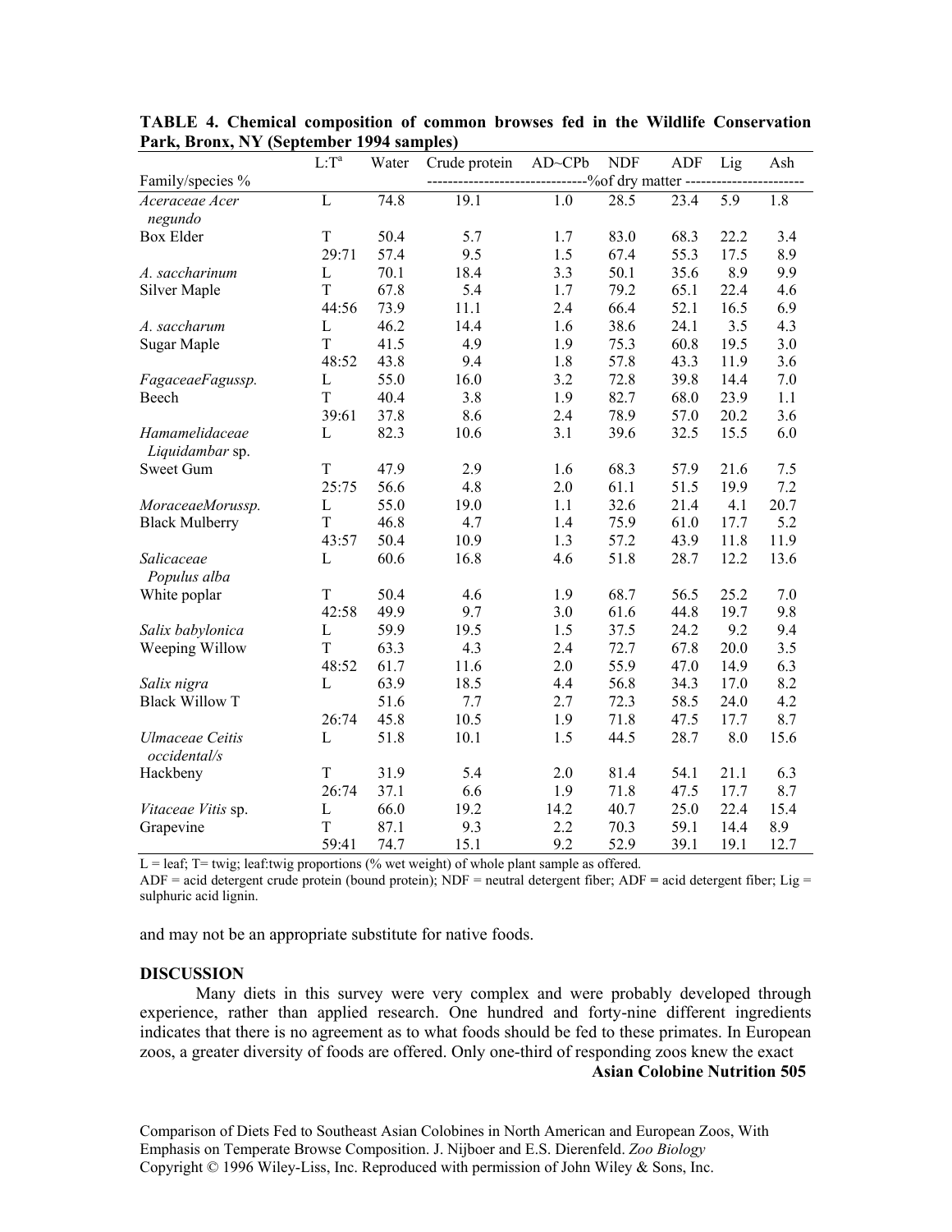**TABLE 4. Chemical composition of common browses fed in the Wildlife Conservation Park, Bronx, NY (September 1994 samples)**

| Family/species % | L:T[a] | Water | Crude protein | AD~CPb | NDF | ADF | Lig | Ash |
|---|---|---|---|---|---|---|---|---|
| | | | -------------------------------%of dry matter | | | | | ----------------------- |
| *Aceraceae Acer negundo* | L | 74.8 | 19.1 | 1.0 | 28.5 | 23.4 | 5.9 | 1.8 |
| Box Elder | T | 50.4 | 5.7 | 1.7 | 83.0 | 68.3 | 22.2 | 3.4 |
| | 29:71 | 57.4 | 9.5 | 1.5 | 67.4 | 55.3 | 17.5 | 8.9 |
| *A. saccharinum* | L | 70.1 | 18.4 | 3.3 | 50.1 | 35.6 | 8.9 | 9.9 |
| Silver Maple | T | 67.8 | 5.4 | 1.7 | 79.2 | 65.1 | 22.4 | 4.6 |
| | 44:56 | 73.9 | 11.1 | 2.4 | 66.4 | 52.1 | 16.5 | 6.9 |
| *A. saccharum* | L | 46.2 | 14.4 | 1.6 | 38.6 | 24.1 | 3.5 | 4.3 |
| Sugar Maple | T | 41.5 | 4.9 | 1.9 | 75.3 | 60.8 | 19.5 | 3.0 |
| | 48:52 | 43.8 | 9.4 | 1.8 | 57.8 | 43.3 | 11.9 | 3.6 |
| *FagaceaeFagussp.* | L | 55.0 | 16.0 | 3.2 | 72.8 | 39.8 | 14.4 | 7.0 |
| Beech | T | 40.4 | 3.8 | 1.9 | 82.7 | 68.0 | 23.9 | 1.1 |
| | 39:61 | 37.8 | 8.6 | 2.4 | 78.9 | 57.0 | 20.2 | 3.6 |
| *Hamamelidaceae Liquidambar* sp. | L | 82.3 | 10.6 | 3.1 | 39.6 | 32.5 | 15.5 | 6.0 |
| Sweet Gum | T | 47.9 | 2.9 | 1.6 | 68.3 | 57.9 | 21.6 | 7.5 |
| | 25:75 | 56.6 | 4.8 | 2.0 | 61.1 | 51.5 | 19.9 | 7.2 |
| *MoraceaeMorussp.* | L | 55.0 | 19.0 | 1.1 | 32.6 | 21.4 | 4.1 | 20.7 |
| Black Mulberry | T | 46.8 | 4.7 | 1.4 | 75.9 | 61.0 | 17.7 | 5.2 |
| | 43:57 | 50.4 | 10.9 | 1.3 | 57.2 | 43.9 | 11.8 | 11.9 |
| *Salicaceae Populus alba* | L | 60.6 | 16.8 | 4.6 | 51.8 | 28.7 | 12.2 | 13.6 |
| White poplar | T | 50.4 | 4.6 | 1.9 | 68.7 | 56.5 | 25.2 | 7.0 |
| | 42:58 | 49.9 | 9.7 | 3.0 | 61.6 | 44.8 | 19.7 | 9.8 |
| *Salix babylonica* | L | 59.9 | 19.5 | 1.5 | 37.5 | 24.2 | 9.2 | 9.4 |
| Weeping Willow | T | 63.3 | 4.3 | 2.4 | 72.7 | 67.8 | 20.0 | 3.5 |
| | 48:52 | 61.7 | 11.6 | 2.0 | 55.9 | 47.0 | 14.9 | 6.3 |
| *Salix nigra* | L | 63.9 | 18.5 | 4.4 | 56.8 | 34.3 | 17.0 | 8.2 |
| Black Willow T | | 51.6 | 7.7 | 2.7 | 72.3 | 58.5 | 24.0 | 4.2 |
| | 26:74 | 45.8 | 10.5 | 1.9 | 71.8 | 47.5 | 17.7 | 8.7 |
| *Ulmaceae Ceitis occidental/s* | L | 51.8 | 10.1 | 1.5 | 44.5 | 28.7 | 8.0 | 15.6 |
| Hackbeny | T | 31.9 | 5.4 | 2.0 | 81.4 | 54.1 | 21.1 | 6.3 |
| | 26:74 | 37.1 | 6.6 | 1.9 | 71.8 | 47.5 | 17.7 | 8.7 |
| *Vitaceae Vitis* sp. | L | 66.0 | 19.2 | 14.2 | 40.7 | 25.0 | 22.4 | 15.4 |
| Grapevine | T | 87.1 | 9.3 | 2.2 | 70.3 | 59.1 | 14.4 | 8.9 |
| | 59:41 | 74.7 | 15.1 | 9.2 | 52.9 | 39.1 | 19.1 | 12.7 |

L = leaf; T= twig; leaf:twig proportions (% wet weight) of whole plant sample as offered.
ADF = acid detergent crude protein (bound protein); NDF = neutral detergent fiber; ADF = acid detergent fiber; Lig = sulphuric acid lignin.

and may not be an appropriate substitute for native foods.

## DISCUSSION

Many diets in this survey were very complex and were probably developed through experience, rather than applied research. One hundred and forty-nine different ingredients indicates that there is no agreement as to what foods should be fed to these primates. In European zoos, a greater diversity of foods are offered. Only one-third of responding zoos knew the exact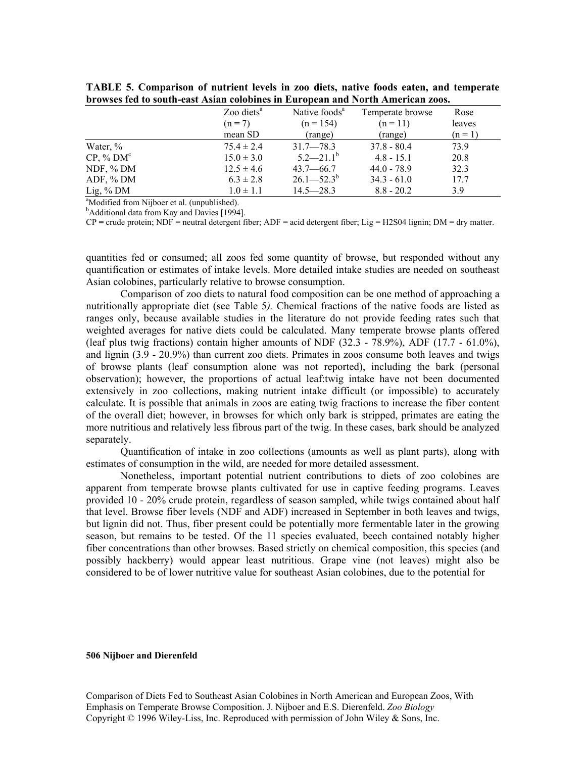**TABLE 5. Comparison of nutrient levels in zoo diets, native foods eaten, and temperate browses fed to south-east Asian colobines in European and North American zoos.**

| | Zoo diets[a] (n = 7) mean SD | Native foods[a] (n = 154) (range) | Temperate browse (n = 11) (range) | Rose leaves (n = 1) |
|---|---|---|---|---|
| Water, % | 75.4 ± 2.4 | 31.7—78.3 | 37.8 - 80.4 | 73.9 |
| CP, % DM[c] | 15.0 ± 3.0 | 5.2—21.1[b] | 4.8 - 15.1 | 20.8 |
| NDF, % DM | 12.5 ± 4.6 | 43.7—66.7 | 44.0 - 78.9 | 32.3 |
| ADF, % DM | 6.3 ± 2.8 | 26.1—52.3[b] | 34.3 - 61.0 | 17.7 |
| Lig, % DM | 1.0 ± 1.1 | 14.5—28.3 | 8.8 - 20.2 | 3.9 |

[a]Modified from Nijboer et al. (unpublished).
[b]Additional data from Kay and Davies [1994].
CP = crude protein; NDF = neutral detergent fiber; ADF = acid detergent fiber; Lig = H2S04 lignin; DM = dry matter.

quantities fed or consumed; all zoos fed some quantity of browse, but responded without any quantification or estimates of intake levels. More detailed intake studies are needed on southeast Asian colobines, particularly relative to browse consumption.

Comparison of zoo diets to natural food composition can be one method of approaching a nutritionally appropriate diet (see Table 5*).* Chemical fractions of the native foods are listed as ranges only, because available studies in the literature do not provide feeding rates such that weighted averages for native diets could be calculated. Many temperate browse plants offered (leaf plus twig fractions) contain higher amounts of NDF (32.3 - 78.9%), ADF (17.7 - 61.0%), and lignin (3.9 - 20.9%) than current zoo diets. Primates in zoos consume both leaves and twigs of browse plants (leaf consumption alone was not reported), including the bark (personal observation); however, the proportions of actual leaf:twig intake have not been documented extensively in zoo collections, making nutrient intake difficult (or impossible) to accurately calculate. It is possible that animals in zoos are eating twig fractions to increase the fiber content of the overall diet; however, in browses for which only bark is stripped, primates are eating the more nutritious and relatively less fibrous part of the twig. In these cases, bark should be analyzed separately.

Quantification of intake in zoo collections (amounts as well as plant parts), along with estimates of consumption in the wild, are needed for more detailed assessment.

Nonetheless, important potential nutrient contributions to diets of zoo colobines are apparent from temperate browse plants cultivated for use in captive feeding programs. Leaves provided 10 - 20% crude protein, regardless of season sampled, while twigs contained about half that level. Browse fiber levels (NDF and ADF) increased in September in both leaves and twigs, but lignin did not. Thus, fiber present could be potentially more fermentable later in the growing season, but remains to be tested. Of the 11 species evaluated, beech contained notably higher fiber concentrations than other browses. Based strictly on chemical composition, this species (and possibly hackberry) would appear least nutritious. Grape vine (not leaves) might also be considered to be of lower nutritive value for southeast Asian colobines, due to the potential for

Comparison of Diets Fed to Southeast Asian Colobines in North American and European Zoos, With Emphasis on Temperate Browse Composition. J. Nijboer and E.S. Dierenfeld. *Zoo Biology*
Copyright © 1996 Wiley-Liss, Inc. Reproduced with permission of John Wiley & Sons, Inc.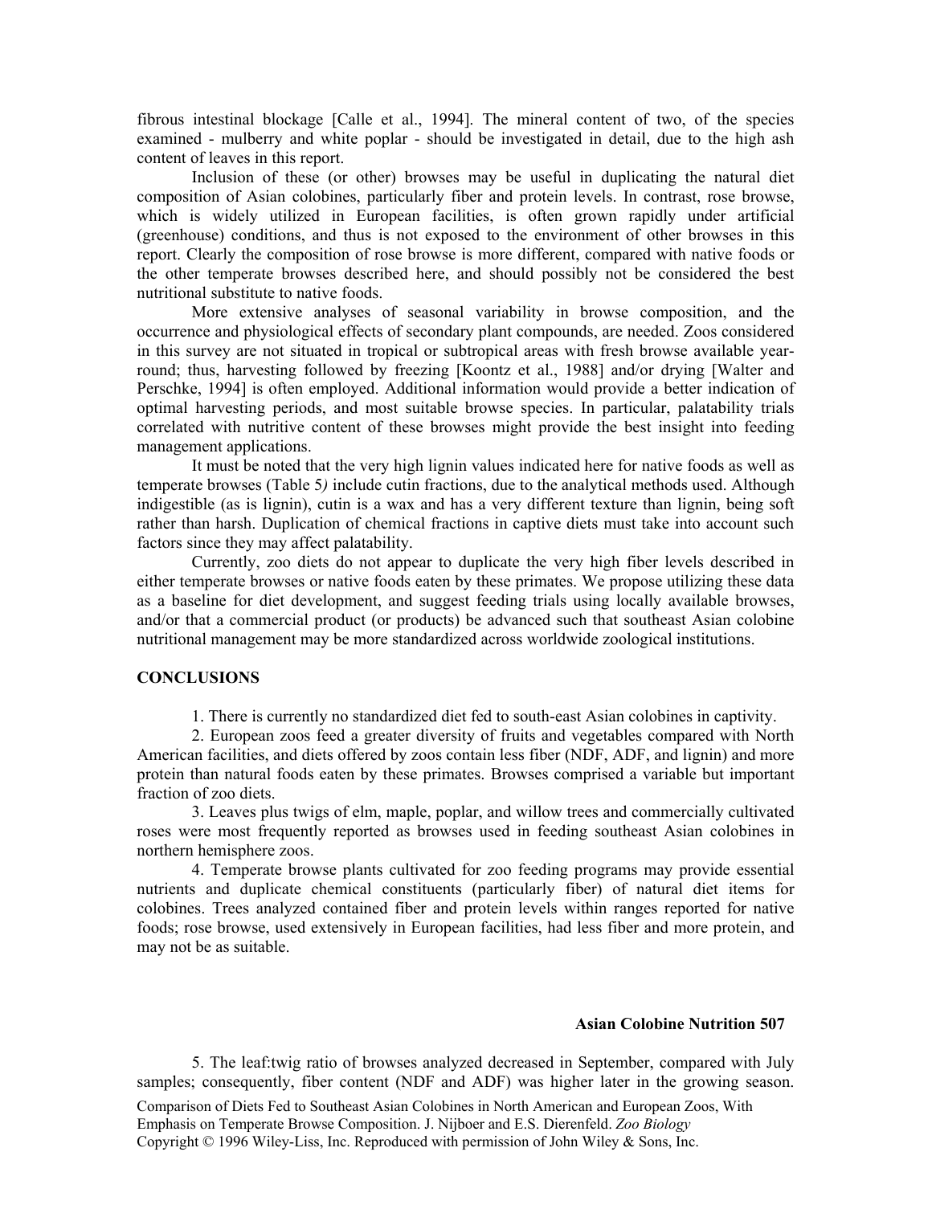fibrous intestinal blockage [Calle et al., 1994]. The mineral content of two, of the species examined - mulberry and white poplar - should be investigated in detail, due to the high ash content of leaves in this report.

Inclusion of these (or other) browses may be useful in duplicating the natural diet composition of Asian colobines, particularly fiber and protein levels. In contrast, rose browse, which is widely utilized in European facilities, is often grown rapidly under artificial (greenhouse) conditions, and thus is not exposed to the environment of other browses in this report. Clearly the composition of rose browse is more different, compared with native foods or the other temperate browses described here, and should possibly not be considered the best nutritional substitute to native foods.

More extensive analyses of seasonal variability in browse composition, and the occurrence and physiological effects of secondary plant compounds, are needed. Zoos considered in this survey are not situated in tropical or subtropical areas with fresh browse available year-round; thus, harvesting followed by freezing [Koontz et al., 1988] and/or drying [Walter and Perschke, 1994] is often employed. Additional information would provide a better indication of optimal harvesting periods, and most suitable browse species. In particular, palatability trials correlated with nutritive content of these browses might provide the best insight into feeding management applications.

It must be noted that the very high lignin values indicated here for native foods as well as temperate browses (Table 5*)* include cutin fractions, due to the analytical methods used. Although indigestible (as is lignin), cutin is a wax and has a very different texture than lignin, being soft rather than harsh. Duplication of chemical fractions in captive diets must take into account such factors since they may affect palatability.

Currently, zoo diets do not appear to duplicate the very high fiber levels described in either temperate browses or native foods eaten by these primates. We propose utilizing these data as a baseline for diet development, and suggest feeding trials using locally available browses, and/or that a commercial product (or products) be advanced such that southeast Asian colobine nutritional management may be more standardized across worldwide zoological institutions.

## CONCLUSIONS

1. There is currently no standardized diet fed to south-east Asian colobines in captivity.

2. European zoos feed a greater diversity of fruits and vegetables compared with North American facilities, and diets offered by zoos contain less fiber (NDF, ADF, and lignin) and more protein than natural foods eaten by these primates. Browses comprised a variable but important fraction of zoo diets.

3. Leaves plus twigs of elm, maple, poplar, and willow trees and commercially cultivated roses were most frequently reported as browses used in feeding southeast Asian colobines in northern hemisphere zoos.

4. Temperate browse plants cultivated for zoo feeding programs may provide essential nutrients and duplicate chemical constituents (particularly fiber) of natural diet items for colobines. Trees analyzed contained fiber and protein levels within ranges reported for native foods; rose browse, used extensively in European facilities, had less fiber and more protein, and may not be as suitable.

5. The leaf:twig ratio of browses analyzed decreased in September, compared with July samples; consequently, fiber content (NDF and ADF) was higher later in the growing season.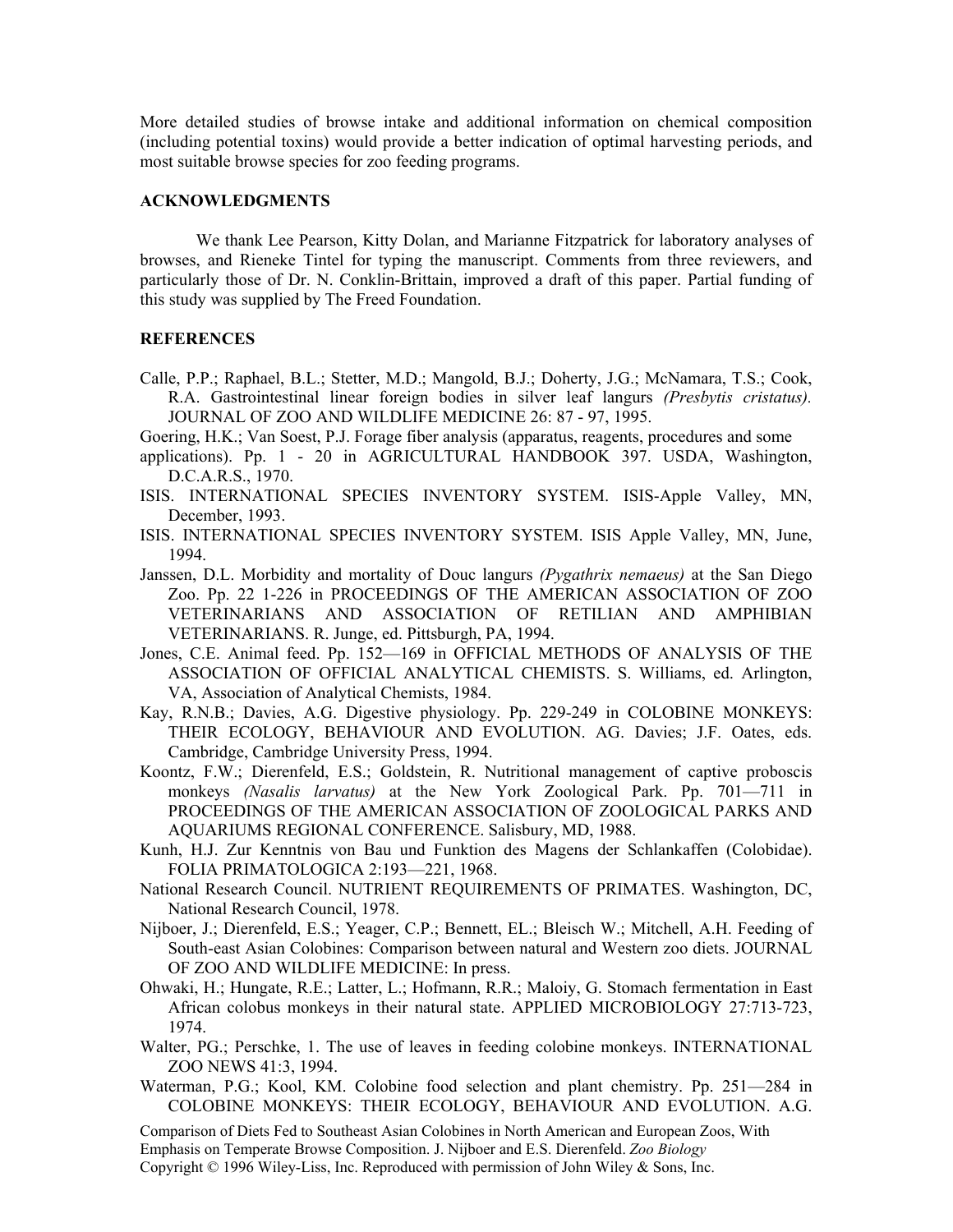More detailed studies of browse intake and additional information on chemical composition (including potential toxins) would provide a better indication of optimal harvesting periods, and most suitable browse species for zoo feeding programs.

## ACKNOWLEDGMENTS

We thank Lee Pearson, Kitty Dolan, and Marianne Fitzpatrick for laboratory analyses of browses, and Rieneke Tintel for typing the manuscript. Comments from three reviewers, and particularly those of Dr. N. Conklin-Brittain, improved a draft of this paper. Partial funding of this study was supplied by The Freed Foundation.

## REFERENCES

Calle, P.P.; Raphael, B.L.; Stetter, M.D.; Mangold, B.J.; Doherty, J.G.; McNamara, T.S.; Cook, R.A. Gastrointestinal linear foreign bodies in silver leaf langurs *(Presbytis cristatus)*. JOURNAL OF ZOO AND WILDLIFE MEDICINE 26: 87 - 97, 1995.

Goering, H.K.; Van Soest, P.J. Forage fiber analysis (apparatus, reagents, procedures and some applications). Pp. 1 - 20 in AGRICULTURAL HANDBOOK 397. USDA, Washington, D.C.A.R.S., 1970.

ISIS. INTERNATIONAL SPECIES INVENTORY SYSTEM. ISIS-Apple Valley, MN, December, 1993.

ISIS. INTERNATIONAL SPECIES INVENTORY SYSTEM. ISIS Apple Valley, MN, June, 1994.

Janssen, D.L. Morbidity and mortality of Douc langurs *(Pygathrix nemaeus)* at the San Diego Zoo. Pp. 22 1-226 in PROCEEDINGS OF THE AMERICAN ASSOCIATION OF ZOO VETERINARIANS AND ASSOCIATION OF RETILIAN AND AMPHIBIAN VETERINARIANS. R. Junge, ed. Pittsburgh, PA, 1994.

Jones, C.E. Animal feed. Pp. 152—169 in OFFICIAL METHODS OF ANALYSIS OF THE ASSOCIATION OF OFFICIAL ANALYTICAL CHEMISTS. S. Williams, ed. Arlington, VA, Association of Analytical Chemists, 1984.

Kay, R.N.B.; Davies, A.G. Digestive physiology. Pp. 229-249 in COLOBINE MONKEYS: THEIR ECOLOGY, BEHAVIOUR AND EVOLUTION. AG. Davies; J.F. Oates, eds. Cambridge, Cambridge University Press, 1994.

Koontz, F.W.; Dierenfeld, E.S.; Goldstein, R. Nutritional management of captive proboscis monkeys *(Nasalis larvatus)* at the New York Zoological Park. Pp. 701—711 in PROCEEDINGS OF THE AMERICAN ASSOCIATION OF ZOOLOGICAL PARKS AND AQUARIUMS REGIONAL CONFERENCE. Salisbury, MD, 1988.

Kunh, H.J. Zur Kenntnis von Bau und Funktion des Magens der Schlankaffen (Colobidae). FOLIA PRIMATOLOGICA 2:193—221, 1968.

National Research Council. NUTRIENT REQUIREMENTS OF PRIMATES. Washington, DC, National Research Council, 1978.

Nijboer, J.; Dierenfeld, E.S.; Yeager, C.P.; Bennett, EL.; Bleisch W.; Mitchell, A.H. Feeding of South-east Asian Colobines: Comparison between natural and Western zoo diets. JOURNAL OF ZOO AND WILDLIFE MEDICINE: In press.

Ohwaki, H.; Hungate, R.E.; Latter, L.; Hofmann, R.R.; Maloiy, G. Stomach fermentation in East African colobus monkeys in their natural state. APPLIED MICROBIOLOGY 27:713-723, 1974.

Walter, PG.; Perschke, 1. The use of leaves in feeding colobine monkeys. INTERNATIONAL ZOO NEWS 41:3, 1994.

Waterman, P.G.; Kool, KM. Colobine food selection and plant chemistry. Pp. 251—284 in COLOBINE MONKEYS: THEIR ECOLOGY, BEHAVIOUR AND EVOLUTION. A.G.

Comparison of Diets Fed to Southeast Asian Colobines in North American and European Zoos, With Emphasis on Temperate Browse Composition. J. Nijboer and E.S. Dierenfeld. *Zoo Biology*
Copyright © 1996 Wiley-Liss, Inc. Reproduced with permission of John Wiley & Sons, Inc.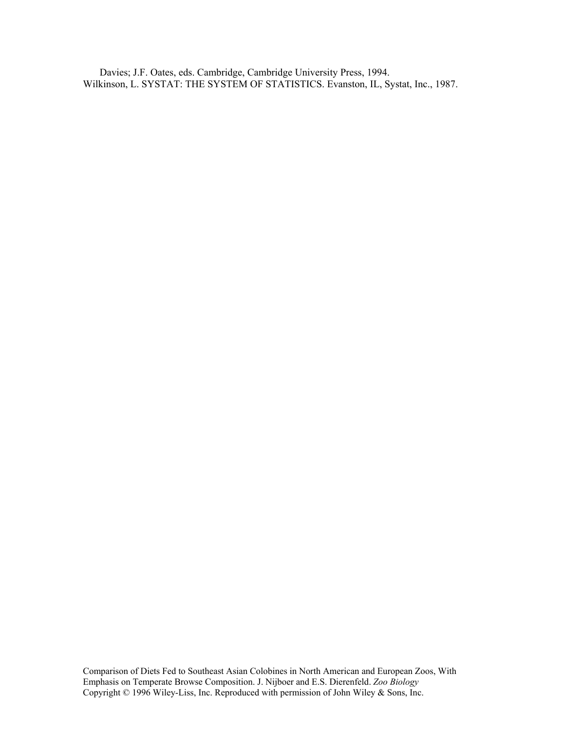Davies; J.F. Oates, eds. Cambridge, Cambridge University Press, 1994.

Wilkinson, L. SYSTAT: THE SYSTEM OF STATISTICS. Evanston, IL, Systat, Inc., 1987.

Comparison of Diets Fed to Southeast Asian Colobines in North American and European Zoos, With Emphasis on Temperate Browse Composition. J. Nijboer and E.S. Dierenfeld. *Zoo Biology*
Copyright © 1996 Wiley-Liss, Inc. Reproduced with permission of John Wiley & Sons, Inc.